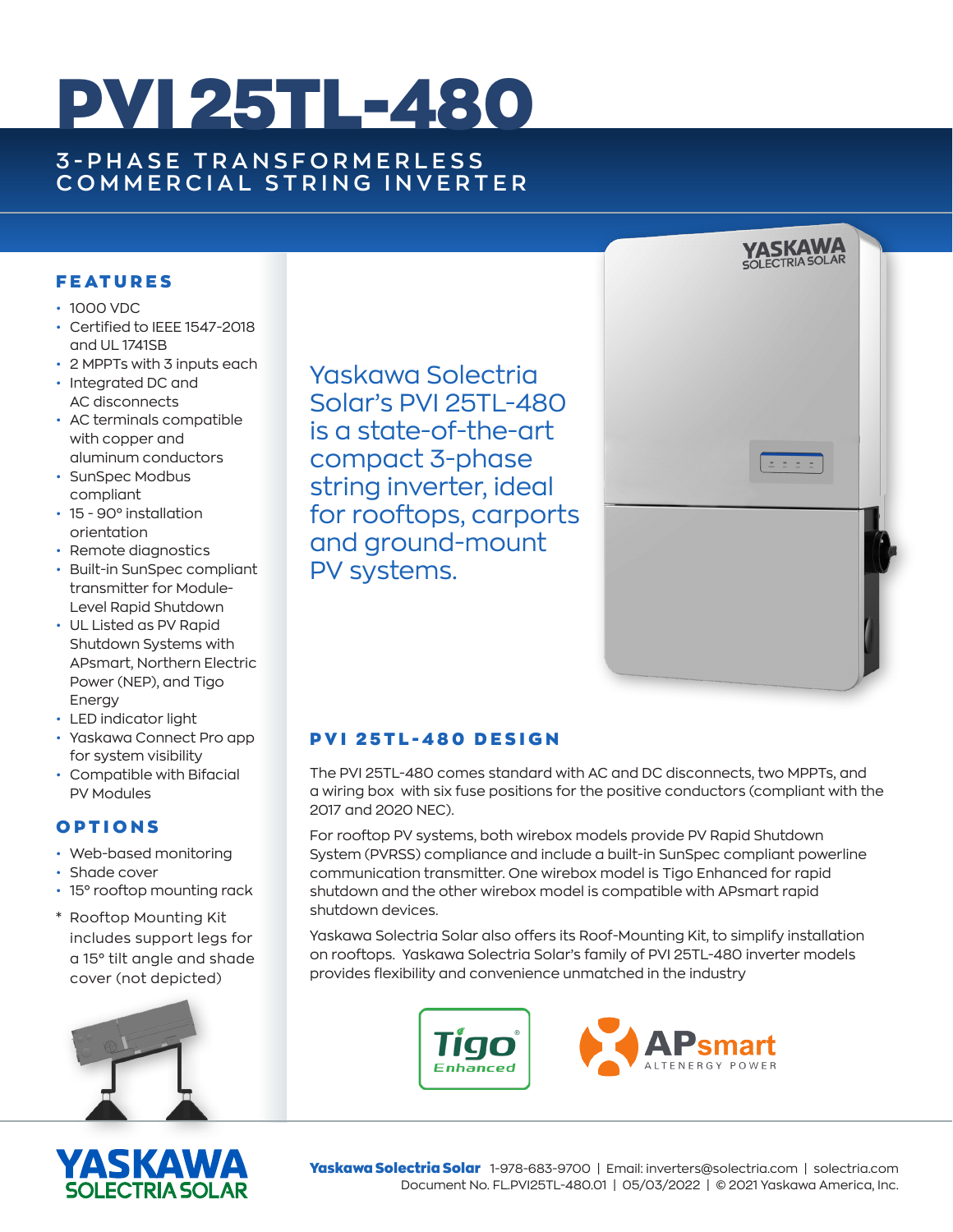# PVI 25TL-480

## 3-PHASE TRANSFORMERLESS COMMERCIAL STRING INVERTER

### FEATURES

- 1000 VDC
- Certified to IEEE 1547-2018 and UL 1741SB
- 2 MPPTs with 3 inputs each
- Integrated DC and AC disconnects
- AC terminals compatible with copper and aluminum conductors
- SunSpec Modbus compliant
- 15 - 90° installation orientation
- Remote diagnostics
- Built-in SunSpec compliant transmitter for Module-Level Rapid Shutdown
- UL Listed as PV Rapid Shutdown Systems with APsmart, Northern Electric Power (NEP), and Tigo Energy
- LED indicator light
- Yaskawa Connect Pro app for system visibility
- Compatible with Bifacial PV Modules

### OPTIONS

- Web-based monitoring
- Shade cover
- 15° rooftop mounting rack

\* Rooftop Mounting Kit includes support legs for a 15° tilt angle and shade cover (not depicted)

Yaskawa Solectria Solar's PVI 25TL-480 is a state-of-the-art compact 3-phase string inverter, ideal for rooftops, carports and ground-mount PV systems.

### PVI 25TL-480 DESIGN

The PVI 25TL-480 comes standard with AC and DC disconnects, two MPPTs, and a wiring box with six fuse positions for the positive conductors (compliant with the 2017 and 2020 NEC).

For rooftop PV systems, both wirebox models provide PV Rapid Shutdown System (PVRSS) compliance and include a built-in SunSpec compliant powerline communication transmitter. One wirebox model is Tigo Enhanced for rapid shutdown and the other wirebox model is compatible with APsmart rapid shutdown devices.

Yaskawa Solectria Solar also offers its Roof-Mounting Kit, to simplify installation on rooftops. Yaskawa Solectria Solar's family of PVI 25TL-480 inverter models provides flexibility and convenience unmatched in the industry

Tigo Enhanced

APsmart ALTENERGY POWER

YASKAWA SOLECTRIA SOLAR

**Yaskawa Solectria Solar** 1-978-683-9700 | Email: inverters@solectria.com | solectria.com
Document No. FL.PVI25TL-480.01 | 05/03/2022 | © 2021 Yaskawa America, Inc.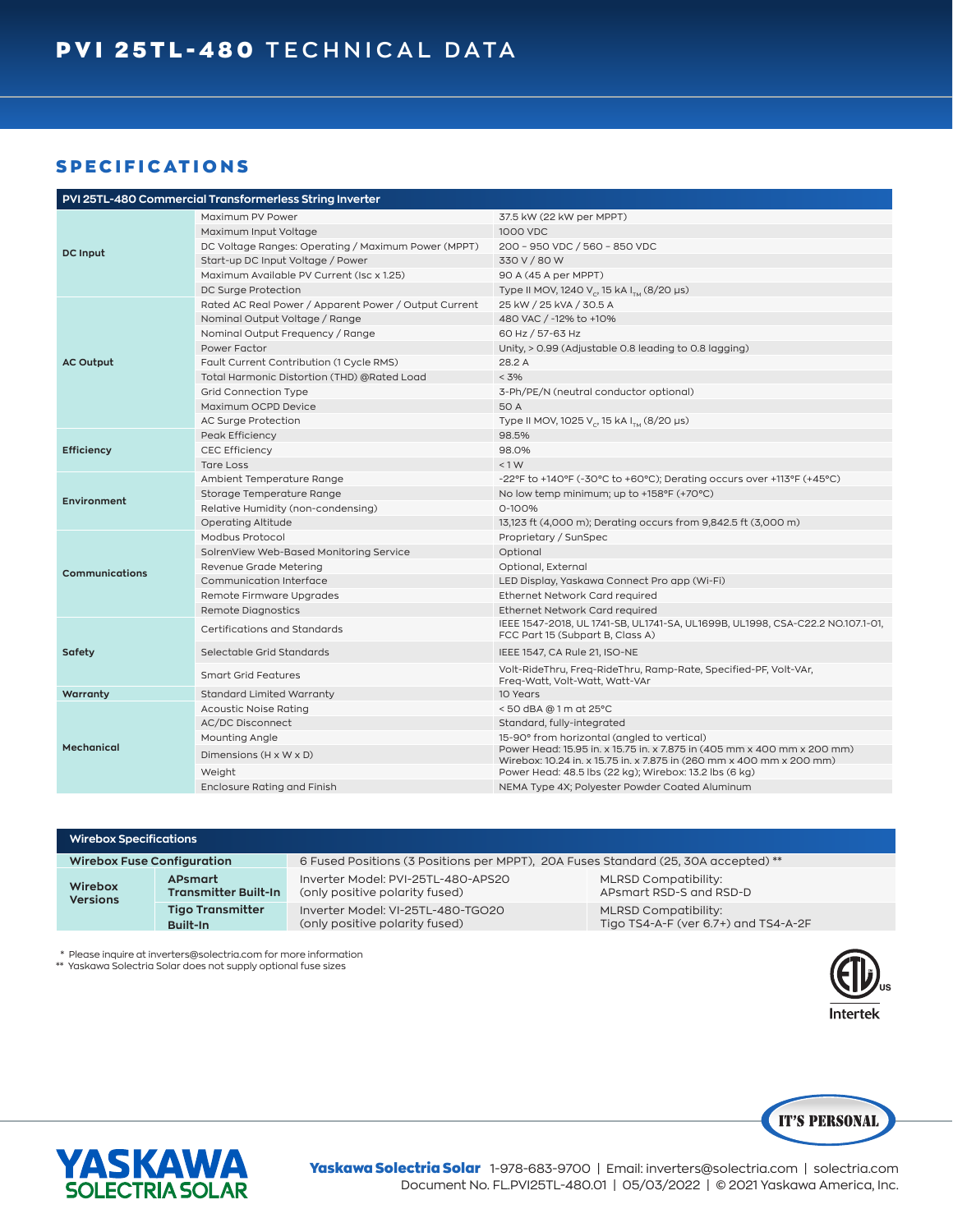# PVI 25TL-480 TECHNICAL DATA

## SPECIFICATIONS

| PVI 25TL-480 Commercial Transformerless String Inverter | | |
|---|---|---|
| DC Input | Maximum PV Power | 37.5 kW (22 kW per MPPT) |
| | Maximum Input Voltage | 1000 VDC |
| | DC Voltage Ranges: Operating / Maximum Power (MPPT) | 200 – 950 VDC / 560 – 850 VDC |
| | Start-up DC Input Voltage / Power | 330 V / 80 W |
| | Maximum Available PV Current (Isc x 1.25) | 90 A (45 A per MPPT) |
| | DC Surge Protection | Type II MOV, 1240 $V_C$, 15 kA $I_{TM}$ (8/20 µs) |
| AC Output | Rated AC Real Power / Apparent Power / Output Current | 25 kW / 25 kVA / 30.5 A |
| | Nominal Output Voltage / Range | 480 VAC / -12% to +10% |
| | Nominal Output Frequency / Range | 60 Hz / 57-63 Hz |
| | Power Factor | Unity, > 0.99 (Adjustable 0.8 leading to 0.8 lagging) |
| | Fault Current Contribution (1 Cycle RMS) | 28.2 A |
| | Total Harmonic Distortion (THD) @Rated Load | < 3% |
| | Grid Connection Type | 3-Ph/PE/N (neutral conductor optional) |
| | Maximum OCPD Device | 50 A |
| | AC Surge Protection | Type II MOV, 1025 $V_C$, 15 kA $I_{TM}$ (8/20 µs) |
| Efficiency | Peak Efficiency | 98.5% |
| | CEC Efficiency | 98.0% |
| | Tare Loss | < 1 W |
| Environment | Ambient Temperature Range | -22°F to +140°F (-30°C to +60°C); Derating occurs over +113°F (+45°C) |
| | Storage Temperature Range | No low temp minimum; up to +158°F (+70°C) |
| | Relative Humidity (non-condensing) | 0-100% |
| | Operating Altitude | 13,123 ft (4,000 m); Derating occurs from 9,842.5 ft (3,000 m) |
| Communications | Modbus Protocol | Proprietary / SunSpec |
| | SolrenView Web-Based Monitoring Service | Optional |
| | Revenue Grade Metering | Optional, External |
| | Communication Interface | LED Display, Yaskawa Connect Pro app (Wi-Fi) |
| | Remote Firmware Upgrades | Ethernet Network Card required |
| | Remote Diagnostics | Ethernet Network Card required |
| Safety | Certifications and Standards | IEEE 1547-2018, UL 1741-SB, UL1741-SA, UL1699B, UL1998, CSA-C22.2 NO.107.1-01, FCC Part 15 (Subpart B, Class A) |
| | Selectable Grid Standards | IEEE 1547, CA Rule 21, ISO-NE |
| | Smart Grid Features | Volt-RideThru, Freq-RideThru, Ramp-Rate, Specified-PF, Volt-VAr, Freq-Watt, Volt-Watt, Watt-VAr |
| Warranty | Standard Limited Warranty | 10 Years |
| Mechanical | Acoustic Noise Rating | < 50 dBA @ 1 m at 25°C |
| | AC/DC Disconnect | Standard, fully-integrated |
| | Mounting Angle | 15-90° from horizontal (angled to vertical) |
| | Dimensions (H x W x D) | Power Head: 15.95 in. x 15.75 in. x 7.875 in (405 mm x 400 mm x 200 mm) Wirebox: 10.24 in. x 15.75 in. x 7.875 in (260 mm x 400 mm x 200 mm) |
| | Weight | Power Head: 48.5 lbs (22 kg); Wirebox: 13.2 lbs (6 kg) |
| | Enclosure Rating and Finish | NEMA Type 4X; Polyester Powder Coated Aluminum |

| Wirebox Specifications | | | |
|---|---|---|---|
| **Wirebox Fuse Configuration** | | 6 Fused Positions (3 Positions per MPPT), 20A Fuses Standard (25, 30A accepted) ** | |
| **Wirebox Versions** | **APsmart Transmitter Built-In** | Inverter Model: PVI-25TL-480-APS20 (only positive polarity fused) | MLRSD Compatibility: APsmart RSD-S and RSD-D |
| | **Tigo Transmitter Built-In** | Inverter Model: VI-25TL-480-TGO20 (only positive polarity fused) | MLRSD Compatibility: Tigo TS4-A-F (ver 6.7+) and TS4-A-2F |

\* Please inquire at inverters@solectria.com for more information
** Yaskawa Solectria Solar does not supply optional fuse sizes

Intertek

IT'S PERSONAL

YASKAWA SOLECTRIA SOLAR

**Yaskawa Solectria Solar** 1-978-683-9700 | Email: inverters@solectria.com | solectria.com
Document No. FL.PVI25TL-480.01 | 05/03/2022 | © 2021 Yaskawa America, Inc.